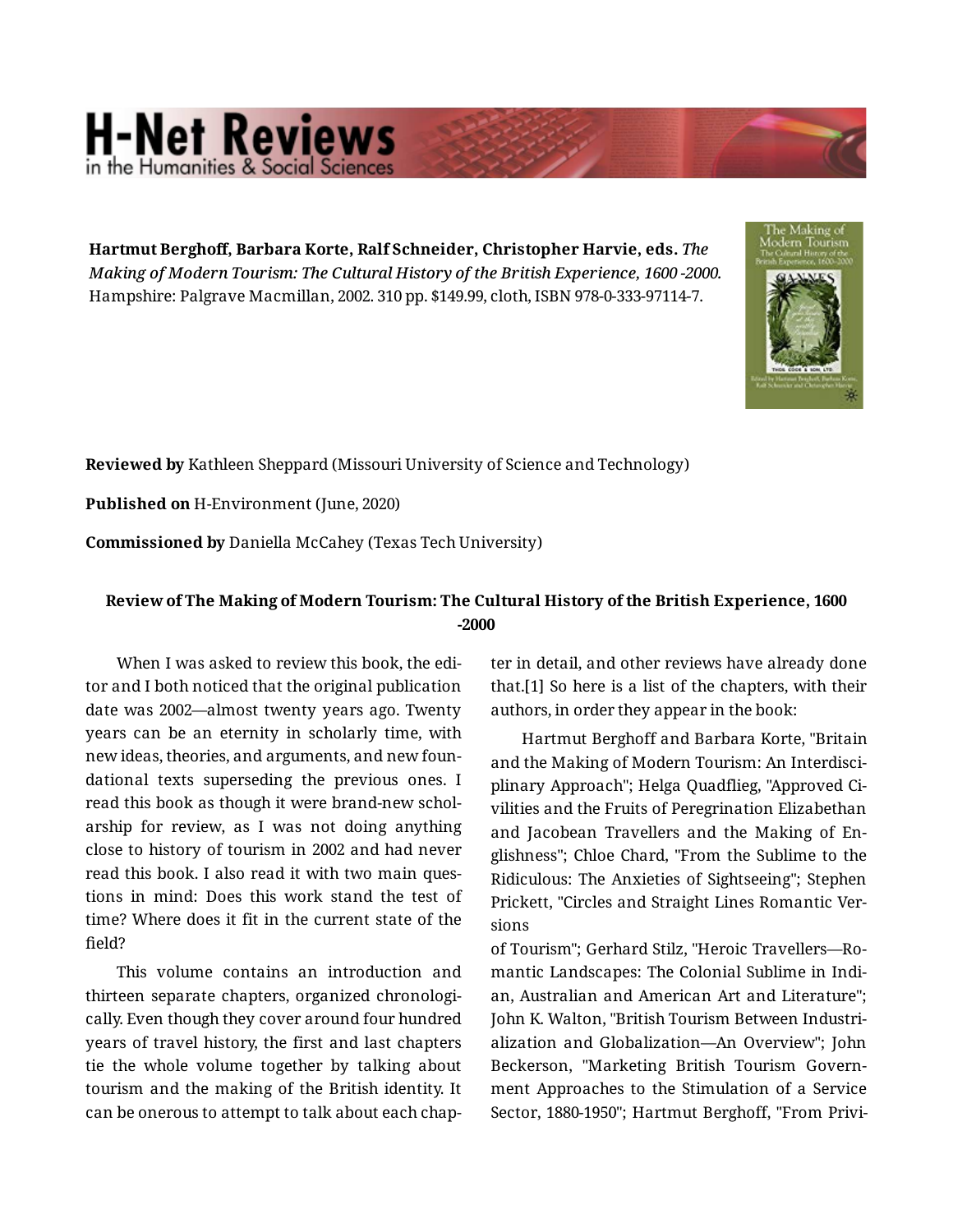**Hartmut Berghoff, Barbara Korte, Ralf Schneider, Christopher Harvie, eds.** *The Making of Modern Tourism: The Cultural History of the British Experience, 1600 -2000.* Hampshire: Palgrave Macmillan, 2002. 310 pp. $149.99, cloth, ISBN 978-0-333-97114-7.

**Reviewed by** Kathleen Sheppard (Missouri University of Science and Technology)

**Published on** H-Environment (June, 2020)

**Commissioned by** Daniella McCahey (Texas Tech University)

## Review of The Making of Modern Tourism: The Cultural History of the British Experience, 1600 -2000

When I was asked to review this book, the editor and I both noticed that the original publication date was 2002—almost twenty years ago. Twenty years can be an eternity in scholarly time, with new ideas, theories, and arguments, and new foundational texts superseding the previous ones. I read this book as though it were brand-new scholarship for review, as I was not doing anything close to history of tourism in 2002 and had never read this book. I also read it with two main questions in mind: Does this work stand the test of time? Where does it fit in the current state of the field?

This volume contains an introduction and thirteen separate chapters, organized chronologically. Even though they cover around four hundred years of travel history, the first and last chapters tie the whole volume together by talking about tourism and the making of the British identity. It can be onerous to attempt to talk about each chapter in detail, and other reviews have already done that.[1] So here is a list of the chapters, with their authors, in order they appear in the book:

Hartmut Berghoff and Barbara Korte, "Britain and the Making of Modern Tourism: An Interdisciplinary Approach"; Helga Quadflieg, "Approved Civilities and the Fruits of Peregrination Elizabethan and Jacobean Travellers and the Making of Englishness"; Chloe Chard, "From the Sublime to the Ridiculous: The Anxieties of Sightseeing"; Stephen Prickett, "Circles and Straight Lines Romantic Versions of Tourism"; Gerhard Stilz, "Heroic Travellers—Romantic Landscapes: The Colonial Sublime in Indian, Australian and American Art and Literature"; John K. Walton, "British Tourism Between Industrialization and Globalization—An Overview"; John Beckerson, "Marketing British Tourism Government Approaches to the Stimulation of a Service Sector, 1880-1950"; Hartmut Berghoff, "From Privi-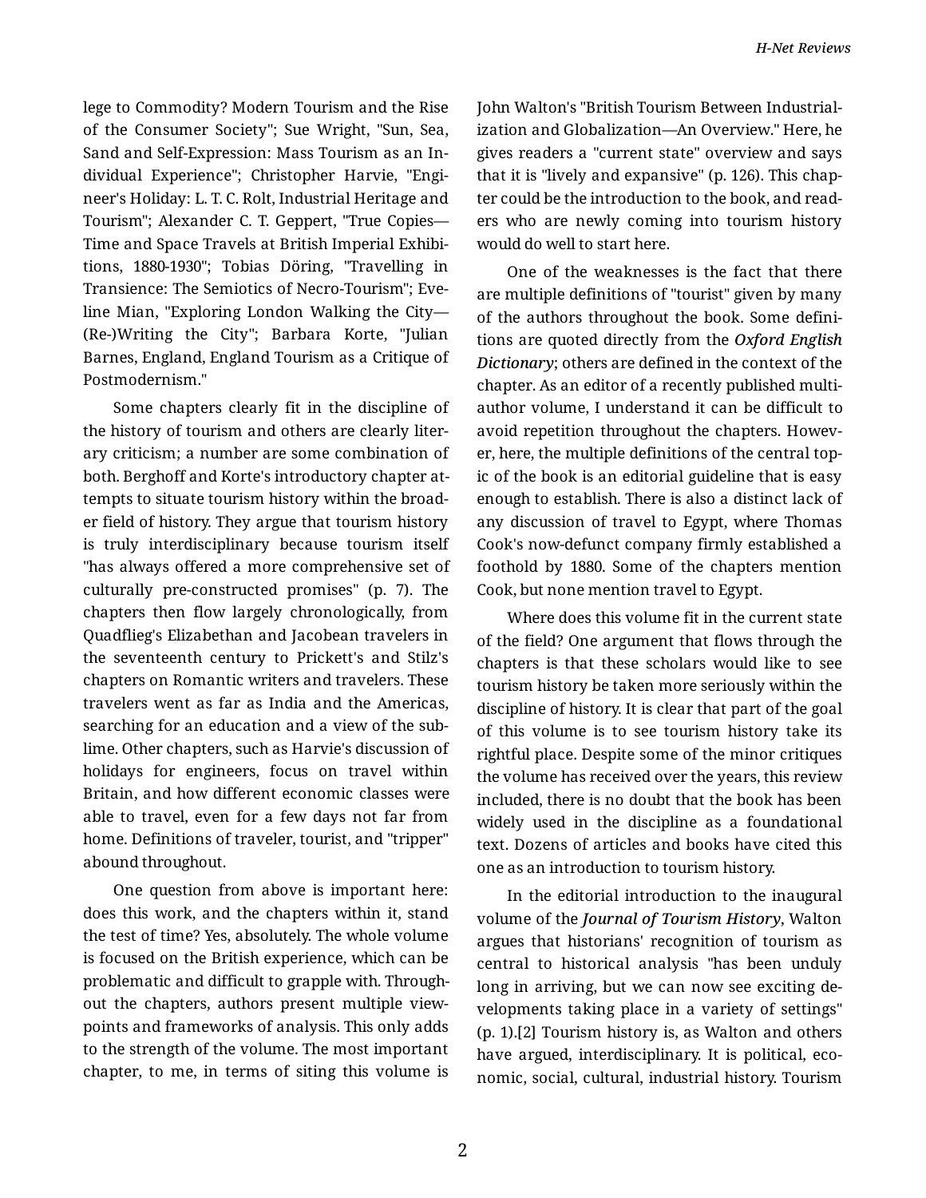lege to Commodity? Modern Tourism and the Rise of the Consumer Society"; Sue Wright, "Sun, Sea, Sand and Self-Expression: Mass Tourism as an Individual Experience"; Christopher Harvie, "Engineer's Holiday: L. T. C. Rolt, Industrial Heritage and Tourism"; Alexander C. T. Geppert, "True Copies—Time and Space Travels at British Imperial Exhibitions, 1880-1930"; Tobias Döring, "Travelling in Transience: The Semiotics of Necro-Tourism"; Eveline Mian, "Exploring London Walking the City—(Re-)Writing the City"; Barbara Korte, "Julian Barnes, England, England Tourism as a Critique of Postmodernism."

Some chapters clearly fit in the discipline of the history of tourism and others are clearly literary criticism; a number are some combination of both. Berghoff and Korte's introductory chapter attempts to situate tourism history within the broader field of history. They argue that tourism history is truly interdisciplinary because tourism itself "has always offered a more comprehensive set of culturally pre-constructed promises" (p. 7). The chapters then flow largely chronologically, from Quadflieg's Elizabethan and Jacobean travelers in the seventeenth century to Prickett's and Stilz's chapters on Romantic writers and travelers. These travelers went as far as India and the Americas, searching for an education and a view of the sublime. Other chapters, such as Harvie's discussion of holidays for engineers, focus on travel within Britain, and how different economic classes were able to travel, even for a few days not far from home. Definitions of traveler, tourist, and "tripper" abound throughout.

One question from above is important here: does this work, and the chapters within it, stand the test of time? Yes, absolutely. The whole volume is focused on the British experience, which can be problematic and difficult to grapple with. Throughout the chapters, authors present multiple viewpoints and frameworks of analysis. This only adds to the strength of the volume. The most important chapter, to me, in terms of siting this volume is John Walton's "British Tourism Between Industrialization and Globalization—An Overview." Here, he gives readers a "current state" overview and says that it is "lively and expansive" (p. 126). This chapter could be the introduction to the book, and readers who are newly coming into tourism history would do well to start here.

One of the weaknesses is the fact that there are multiple definitions of "tourist" given by many of the authors throughout the book. Some definitions are quoted directly from the *Oxford English Dictionary*; others are defined in the context of the chapter. As an editor of a recently published multi-author volume, I understand it can be difficult to avoid repetition throughout the chapters. However, here, the multiple definitions of the central topic of the book is an editorial guideline that is easy enough to establish. There is also a distinct lack of any discussion of travel to Egypt, where Thomas Cook's now-defunct company firmly established a foothold by 1880. Some of the chapters mention Cook, but none mention travel to Egypt.

Where does this volume fit in the current state of the field? One argument that flows through the chapters is that these scholars would like to see tourism history be taken more seriously within the discipline of history. It is clear that part of the goal of this volume is to see tourism history take its rightful place. Despite some of the minor critiques the volume has received over the years, this review included, there is no doubt that the book has been widely used in the discipline as a foundational text. Dozens of articles and books have cited this one as an introduction to tourism history.

In the editorial introduction to the inaugural volume of the *Journal of Tourism History*, Walton argues that historians' recognition of tourism as central to historical analysis "has been unduly long in arriving, but we can now see exciting developments taking place in a variety of settings" (p. 1).[2] Tourism history is, as Walton and others have argued, interdisciplinary. It is political, economic, social, cultural, industrial history. Tourism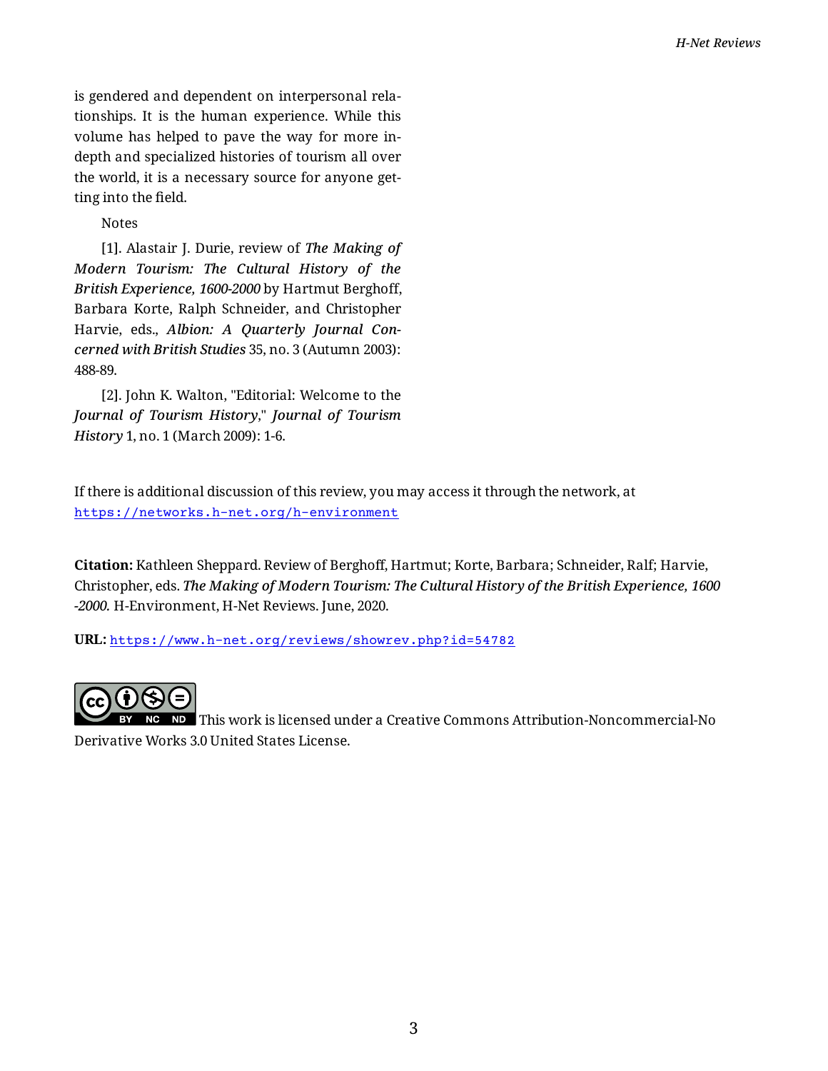is gendered and dependent on interpersonal relationships. It is the human experience. While this volume has helped to pave the way for more in-depth and specialized histories of tourism all over the world, it is a necessary source for anyone getting into the field.

Notes

[1]. Alastair J. Durie, review of *The Making of Modern Tourism: The Cultural History of the British Experience, 1600-2000* by Hartmut Berghoff, Barbara Korte, Ralph Schneider, and Christopher Harvie, eds., *Albion: A Quarterly Journal Concerned with British Studies* 35, no. 3 (Autumn 2003): 488-89.

[2]. John K. Walton, "Editorial: Welcome to the *Journal of Tourism History*," *Journal of Tourism History* 1, no. 1 (March 2009): 1-6.

If there is additional discussion of this review, you may access it through the network, at https://networks.h-net.org/h-environment

**Citation:** Kathleen Sheppard. Review of Berghoff, Hartmut; Korte, Barbara; Schneider, Ralf; Harvie, Christopher, eds. *The Making of Modern Tourism: The Cultural History of the British Experience, 1600-2000.* H-Environment, H-Net Reviews. June, 2020.

**URL:** https://www.h-net.org/reviews/showrev.php?id=54782

This work is licensed under a Creative Commons Attribution-Noncommercial-No Derivative Works 3.0 United States License.